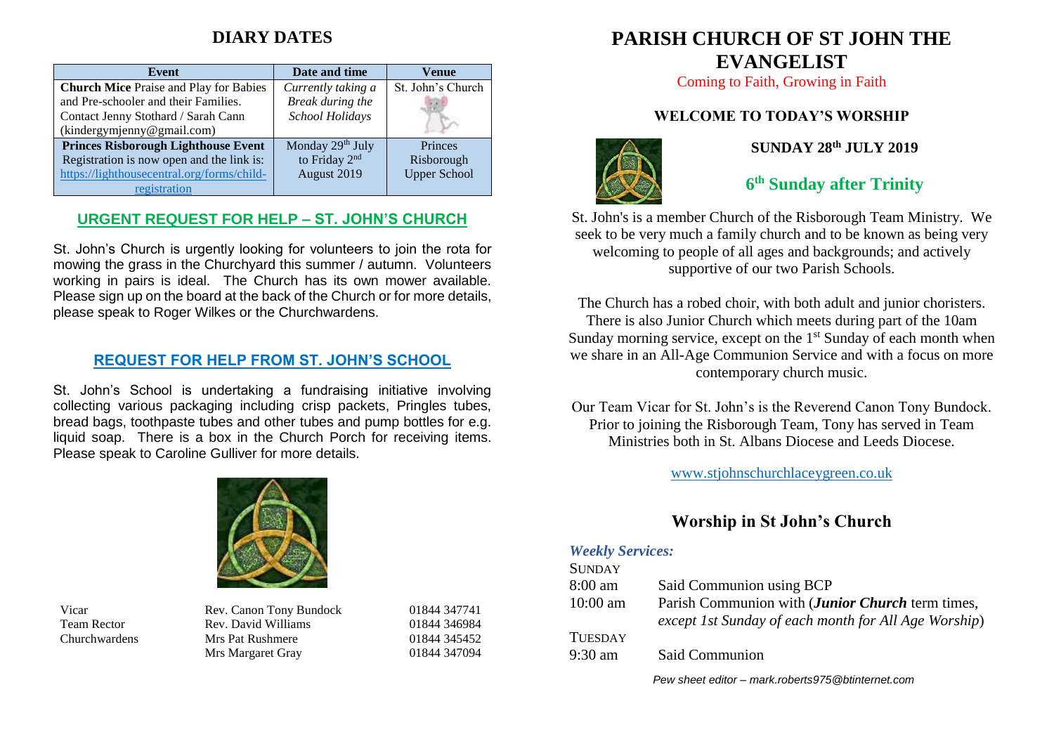## DIARY DATES

| Event | Date and time | Venue |
|---|---|---|
| **Church Mice** Praise and Play for Babies and Pre-schooler and their Families. Contact Jenny Stothard / Sarah Cann (kindergymjenny@gmail.com) | *Currently taking a Break during the School Holidays* | St. John's Church |
| **Princes Risborough Lighthouse Event** Registration is now open and the link is: https://lighthousecentral.org/forms/child-registration | Monday 29th July to Friday 2nd August 2019 | Princes Risborough Upper School |

### URGENT REQUEST FOR HELP – ST. JOHN'S CHURCH

St. John's Church is urgently looking for volunteers to join the rota for mowing the grass in the Churchyard this summer / autumn. Volunteers working in pairs is ideal. The Church has its own mower available. Please sign up on the board at the back of the Church or for more details, please speak to Roger Wilkes or the Churchwardens.

### REQUEST FOR HELP FROM ST. JOHN'S SCHOOL

St. John's School is undertaking a fundraising initiative involving collecting various packaging including crisp packets, Pringles tubes, bread bags, toothpaste tubes and other tubes and pump bottles for e.g. liquid soap. There is a box in the Church Porch for receiving items. Please speak to Caroline Gulliver for more details.

| | | |
|---|---|---|
| Vicar | Rev. Canon Tony Bundock | 01844 347741 |
| Team Rector | Rev. David Williams | 01844 346984 |
| Churchwardens | Mrs Pat Rushmere | 01844 345452 |
| | Mrs Margaret Gray | 01844 347094 |

# PARISH CHURCH OF ST JOHN THE EVANGELIST

Coming to Faith, Growing in Faith

### WELCOME TO TODAY'S WORSHIP

**SUNDAY 28th JULY 2019**

## 6th Sunday after Trinity

St. John's is a member Church of the Risborough Team Ministry. We seek to be very much a family church and to be known as being very welcoming to people of all ages and backgrounds; and actively supportive of our two Parish Schools.

The Church has a robed choir, with both adult and junior choristers. There is also Junior Church which meets during part of the 10am Sunday morning service, except on the 1st Sunday of each month when we share in an All-Age Communion Service and with a focus on more contemporary church music.

Our Team Vicar for St. John's is the Reverend Canon Tony Bundock. Prior to joining the Risborough Team, Tony has served in Team Ministries both in St. Albans Diocese and Leeds Diocese.

www.stjohnschurchlaceygreen.co.uk

## Worship in St John's Church

***Weekly Services:***

SUNDAY

| | |
|---|---|
| 8:00 am | Said Communion using BCP |
| 10:00 am | Parish Communion with (***Junior Church*** term times, *except 1st Sunday of each month for All Age Worship*) |

TUESDAY

| | |
|---|---|
| 9:30 am | Said Communion |

*Pew sheet editor – mark.roberts975@btinternet.com*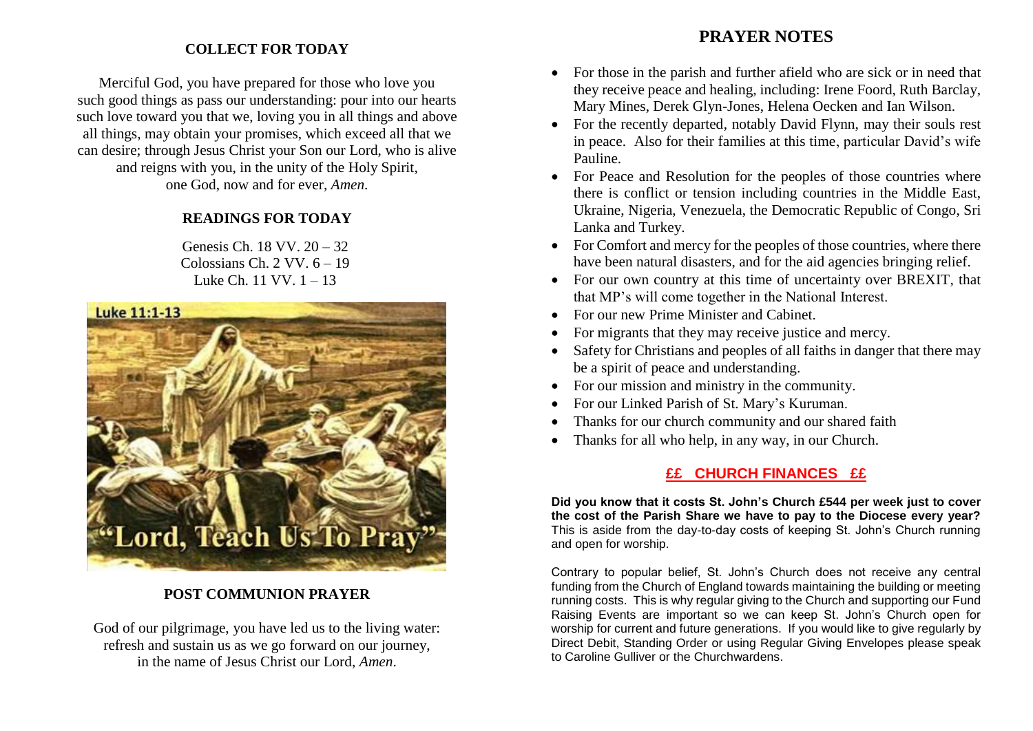## COLLECT FOR TODAY

Merciful God, you have prepared for those who love you such good things as pass our understanding: pour into our hearts such love toward you that we, loving you in all things and above all things, may obtain your promises, which exceed all that we can desire; through Jesus Christ your Son our Lord, who is alive and reigns with you, in the unity of the Holy Spirit, one God, now and for ever, *Amen*.

## READINGS FOR TODAY

Genesis Ch. 18 VV. 20 – 32
Colossians Ch. 2 VV. 6 – 19
Luke Ch. 11 VV. 1 – 13

Luke 11:1-13

"Lord, Teach Us To Pray"

## POST COMMUNION PRAYER

God of our pilgrimage, you have led us to the living water: refresh and sustain us as we go forward on our journey, in the name of Jesus Christ our Lord, *Amen*.

# PRAYER NOTES

- For those in the parish and further afield who are sick or in need that they receive peace and healing, including: Irene Foord, Ruth Barclay, Mary Mines, Derek Glyn-Jones, Helena Oecken and Ian Wilson.
- For the recently departed, notably David Flynn, may their souls rest in peace. Also for their families at this time, particular David's wife Pauline.
- For Peace and Resolution for the peoples of those countries where there is conflict or tension including countries in the Middle East, Ukraine, Nigeria, Venezuela, the Democratic Republic of Congo, Sri Lanka and Turkey.
- For Comfort and mercy for the peoples of those countries, where there have been natural disasters, and for the aid agencies bringing relief.
- For our own country at this time of uncertainty over BREXIT, that that MP's will come together in the National Interest.
- For our new Prime Minister and Cabinet.
- For migrants that they may receive justice and mercy.
- Safety for Christians and peoples of all faiths in danger that there may be a spirit of peace and understanding.
- For our mission and ministry in the community.
- For our Linked Parish of St. Mary's Kuruman.
- Thanks for our church community and our shared faith
- Thanks for all who help, in any way, in our Church.

## ££ CHURCH FINANCES ££

**Did you know that it costs St. John's Church £544 per week just to cover the cost of the Parish Share we have to pay to the Diocese every year?** This is aside from the day-to-day costs of keeping St. John's Church running and open for worship.

Contrary to popular belief, St. John's Church does not receive any central funding from the Church of England towards maintaining the building or meeting running costs. This is why regular giving to the Church and supporting our Fund Raising Events are important so we can keep St. John's Church open for worship for current and future generations. If you would like to give regularly by Direct Debit, Standing Order or using Regular Giving Envelopes please speak to Caroline Gulliver or the Churchwardens.